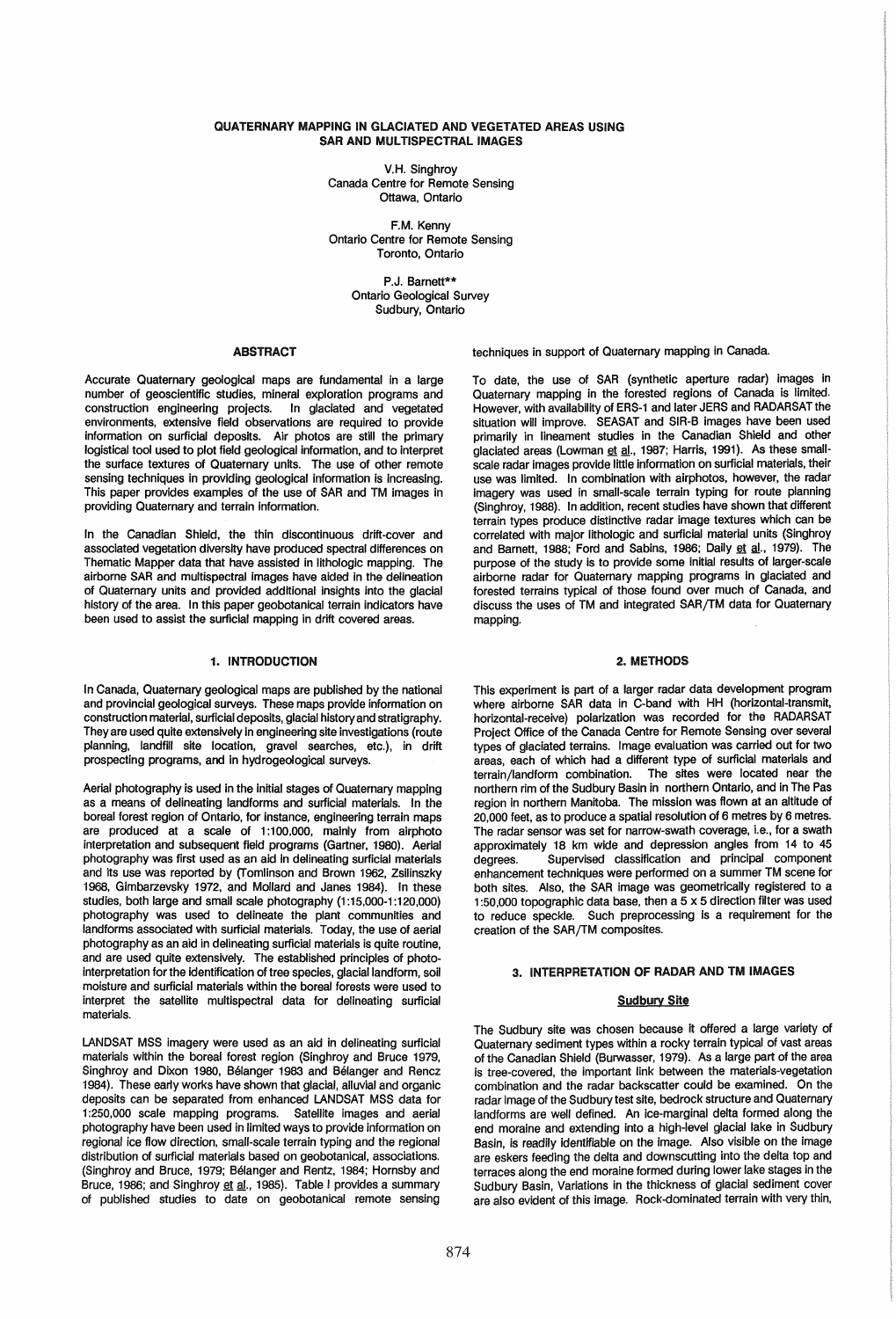# QUATERNARY MAPPING IN GLACIATED AND VEGETATED AREAS USING SAR AND MULTISPECTRAL IMAGES

V.H. Singhroy
Canada Centre for Remote Sensing
Ottawa, Ontario

F.M. Kenny
Ontario Centre for Remote Sensing
Toronto, Ontario

P.J. Barnett**
Ontario Geological Survey
Sudbury, Ontario

## ABSTRACT

Accurate Quaternary geological maps are fundamental in a large number of geoscientific studies, mineral exploration programs and construction engineering projects. In glaciated and vegetated environments, extensive field observations are required to provide information on surficial deposits. Air photos are still the primary logistical tool used to plot field geological information, and to interpret the surface textures of Quaternary units. The use of other remote sensing techniques in providing geological information is increasing. This paper provides examples of the use of SAR and TM images in providing Quaternary and terrain information.

In the Canadian Shield, the thin discontinuous drift-cover and associated vegetation diversity have produced spectral differences on Thematic Mapper data that have assisted in lithologic mapping. The airborne SAR and multispectral images have aided in the delineation of Quaternary units and provided additional insights into the glacial history of the area. In this paper geobotanical terrain indicators have been used to assist the surficial mapping in drift covered areas.

## 1. INTRODUCTION

In Canada, Quaternary geological maps are published by the national and provincial geological surveys. These maps provide information on construction material, surficial deposits, glacial history and stratigraphy. They are used quite extensively in engineering site investigations (route planning, landfill site location, gravel searches, etc.), in drift prospecting programs, and in hydrogeological surveys.

Aerial photography is used in the initial stages of Quaternary mapping as a means of delineating landforms and surficial materials. In the boreal forest region of Ontario, for instance, engineering terrain maps are produced at a scale of 1:100,000, mainly from airphoto interpretation and subsequent field programs (Gartner, 1980). Aerial photography was first used as an aid in delineating surficial materials and its use was reported by (Tomlinson and Brown 1962, Zsilinszky 1968, Gimbarzevsky 1972, and Mollard and Janes 1984). In these studies, both large and small scale photography (1:15,000-1:120,000) photography was used to delineate the plant communities and landforms associated with surficial materials. Today, the use of aerial photography as an aid in delineating surficial materials is quite routine, and are used quite extensively. The established principles of photo-interpretation for the identification of tree species, glacial landform, soil moisture and surficial materials within the boreal forests were used to interpret the satellite multispectral data for delineating surficial materials.

LANDSAT MSS imagery were used as an aid in delineating surficial materials within the boreal forest region (Singhroy and Bruce 1979, Singhroy and Dixon 1980, Bélanger 1983 and Bélanger and Rencz 1984). These early works have shown that glacial, alluvial and organic deposits can be separated from enhanced LANDSAT MSS data for 1:250,000 scale mapping programs. Satellite images and aerial photography have been used in limited ways to provide information on regional ice flow direction, small-scale terrain typing and the regional distribution of surficial materials based on geobotanical, associations. (Singhroy and Bruce, 1979; Bélanger and Rentz, 1984; Hornsby and Bruce, 1986; and Singhroy et al., 1985). Table I provides a summary of published studies to date on geobotanical remote sensing techniques in support of Quaternary mapping in Canada.

To date, the use of SAR (synthetic aperture radar) images in Quaternary mapping in the forested regions of Canada is limited. However, with availability of ERS-1 and later JERS and RADARSAT the situation will improve. SEASAT and SIR-B images have been used primarily in lineament studies in the Canadian Shield and other glaciated areas (Lowman et al., 1987; Harris, 1991). As these small-scale radar images provide little information on surficial materials, their use was limited. In combination with airphotos, however, the radar imagery was used in small-scale terrain typing for route planning (Singhroy, 1988). In addition, recent studies have shown that different terrain types produce distinctive radar image textures which can be correlated with major lithologic and surficial material units (Singhroy and Barnett, 1988; Ford and Sabins, 1986; Daily et al., 1979). The purpose of the study is to provide some initial results of larger-scale airborne radar for Quaternary mapping programs in glaciated and forested terrains typical of those found over much of Canada, and discuss the uses of TM and integrated SAR/TM data for Quaternary mapping.

## 2. METHODS

This experiment is part of a larger radar data development program where airborne SAR data in C-band with HH (horizontal-transmit, horizontal-receive) polarization was recorded for the RADARSAT Project Office of the Canada Centre for Remote Sensing over several types of glaciated terrains. Image evaluation was carried out for two areas, each of which had a different type of surficial materials and terrain/landform combination. The sites were located near the northern rim of the Sudbury Basin in northern Ontario, and in The Pas region in northern Manitoba. The mission was flown at an altitude of 20,000 feet, as to produce a spatial resolution of 6 metres by 6 metres. The radar sensor was set for narrow-swath coverage, i.e., for a swath approximately 18 km wide and depression angles from 14 to 45 degrees. Supervised classification and principal component enhancement techniques were performed on a summer TM scene for both sites. Also, the SAR image was geometrically registered to a 1:50,000 topographic data base, then a 5 x 5 direction filter was used to reduce speckle. Such preprocessing is a requirement for the creation of the SAR/TM composites.

## 3. INTERPRETATION OF RADAR AND TM IMAGES

### Sudbury Site

The Sudbury site was chosen because it offered a large variety of Quaternary sediment types within a rocky terrain typical of vast areas of the Canadian Shield (Burwasser, 1979). As a large part of the area is tree-covered, the important link between the materials-vegetation combination and the radar backscatter could be examined. On the radar image of the Sudbury test site, bedrock structure and Quaternary landforms are well defined. An ice-marginal delta formed along the end moraine and extending into a high-level glacial lake in Sudbury Basin, is readily identifiable on the image. Also visible on the image are eskers feeding the delta and downscutting into the delta top and terraces along the end moraine formed during lower lake stages in the Sudbury Basin. Variations in the thickness of glacial sediment cover are also evident of this image. Rock-dominated terrain with very thin,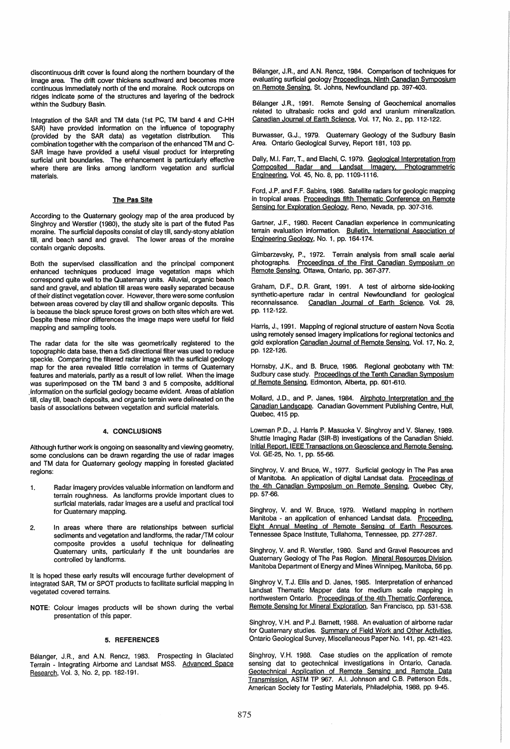discontinuous drift cover is found along the northern boundary of the image area. The drift cover thickens southward and becomes more continuous immediately north of the end moraine. Rock outcrops on ridges indicate some of the structures and layering of the bedrock within the Sudbury Basin.

Integration of the SAR and TM data (1st PC, TM band 4 and C-HH SAR) have provided information on the influence of topography (provided by the SAR data) as vegetation distribution. This combination together with the comparison of the enhanced TM and C-SAR image have provided a useful visual product for interpreting surficial unit boundaries. The enhancement is particularly effective where there are links among landform vegetation and surficial materials.

### The Pas Site

According to the Quaternary geology map of the area produced by Singhroy and Werstler (1980), the study site is part of the fluted Pas moraine. The surficial deposits consist of clay till, sandy-stony ablation till, and beach sand and gravel. The lower areas of the moraine contain organic deposits.

Both the supervised classification and the principal component enhanced techniques produced image vegetation maps which correspond quite well to the Quaternary units. Alluvial, organic beach sand and gravel, and ablation till areas were easily separated because of their distinct vegetation cover. However, there were some confusion between areas covered by clay till and shallow organic deposits. This is because the black spruce forest grows on both sites which are wet. Despite these minor differences the image maps were useful for field mapping and sampling tools.

The radar data for the site was geometrically registered to the topographic data base, then a 5x5 directional filter was used to reduce speckle. Comparing the filtered radar image with the surficial geology map for the area revealed little correlation in terms of Quaternary features and materials, partly as a result of low relief. When the image was superimposed on the TM band 3 and 5 composite, additional information on the surficial geology became evident. Areas of ablation till, clay till, beach deposits, and organic terrain were delineated on the basis of associations between vegetation and surficial materials.

## 4. CONCLUSIONS

Although further work is ongoing on seasonality and viewing geometry, some conclusions can be drawn regarding the use of radar images and TM data for Quaternary geology mapping in forested glaciated regions:

1. Radar imagery provides valuable information on landform and terrain roughness. As landforms provide important clues to surficial materials, radar images are a useful and practical tool for Quaternary mapping.

2. In areas where there are relationships between surficial sediments and vegetation and landforms, the radar/TM colour composite provides a useful technique for delineating Quaternary units, particularly if the unit boundaries are controlled by landforms.

It is hoped these early results will encourage further development of integrated SAR, TM or SPOT products to facilitate surficial mapping in vegetated covered terrains.

**NOTE**: Colour images products will be shown during the verbal presentation of this paper.

## 5. REFERENCES

Bélanger, J.R., and A.N. Rencz, 1983. Prospecting in Glaciated Terrain - Integrating Airborne and Landsat MSS. Advanced Space Research, Vol. 3, No. 2, pp. 182-191.

Bélanger, J.R., and A.N. Rencz, 1984. Comparison of techniques for evaluating surficial geology Proceedings, Ninth Canadian Symposium on Remote Sensing, St. Johns, Newfoundland pp. 397-403.

Bélanger J.R., 1991. Remote Sensing of Geochemical anomalies related to ultrabasic rocks and gold and uranium mineralization. Canadian Journal of Earth Science, Vol. 17, No. 2., pp. 112-122.

Burwasser, G.J., 1979. Quaternary Geology of the Sudbury Basin Area. Ontario Geological Survey, Report 181, 103 pp.

Dally, M.I. Farr, T., and Elachi, C. 1979. Geological Interpretation from Composited Radar and Landsat Imagery, Photogrammetric Engineering, Vol. 45, No. 8, pp. 1109-1116.

Ford, J.P. and F.F. Sabins, 1986. Satellite radars for geologic mapping in tropical areas. Proceedings fifth Thematic Conference on Remote Sensing for Exploration Geology, Reno, Nevada, pp. 307-316.

Gartner, J.F., 1980. Recent Canadian experience in communicating terrain evaluation information. Bulletin, International Association of Engineering Geology, No. 1, pp. 164-174.

Gimbarzevsky, P., 1972. Terrain analysis from small scale aerial photographs. Proceedings of the First Canadian Symposium on Remote Sensing, Ottawa, Ontario, pp. 367-377.

Graham, D.F., D.R. Grant, 1991. A test of airborne side-looking synthetic-aperture radar in central Newfoundland for geological reconnaissance. Canadian Journal of Earth Science, Vol. 28, pp. 112-122.

Harris, J., 1991. Mapping of regional structure of eastern Nova Scotia using remotely sensed imagery implications for regional tectonics and gold exploration Canadian Journal of Remote Sensing, Vol. 17, No. 2, pp. 122-126.

Hornsby, J.K., and B. Bruce, 1986. Regional geobotany with TM: Sudbury case study. Proceedings of the Tenth Canadian Symposium of Remote Sensing, Edmonton, Alberta, pp. 601-610.

Mollard, J.D., and P. Janes, 1984. Airphoto Interpretation and the Canadian Landscape. Canadian Government Publishing Centre, Hull, Quebec, 415 pp.

Lowman P.D., J. Harris P. Masuoka V. Singhroy and V. Slaney, 1989. Shuttle Imaging Radar (SIR-B) investigations of the Canadian Shield. Initial Report, IEEE Transactions on Geoscience and Remote Sensing, Vol. GE-25, No. 1, pp. 55-66.

Singhroy, V. and Bruce, W., 1977. Surficial geology in The Pas area of Manitoba. An application of digital Landsat data. Proceedings of the 4th Canadian Symposium on Remote Sensing, Quebec City, pp. 57-66.

Singhroy, V. and W. Bruce, 1979. Wetland mapping in northern Manitoba - an application of enhanced Landsat data. Proceeding, Eight Annual Meeting of Remote Sensing of Earth Resources, Tennessee Space Institute, Tullahoma, Tennessee, pp. 277-287.

Singhroy, V. and R. Werstler, 1980. Sand and Gravel Resources and Quaternary Geology of The Pas Region. Mineral Resources Division, Manitoba Department of Energy and Mines Winnipeg, Manitoba, 56 pp.

Singhroy V, T.J. Ellis and D. Janes, 1985. Interpretation of enhanced Landsat Thematic Mapper data for medium scale mapping in northwestern Ontario. Proceedings of the 4th Thematic Conference, Remote Sensing for Mineral Exploration, San Francisco, pp. 531-538.

Singhroy, V.H. and P.J. Barnett, 1988. An evaluation of airborne radar for Quaternary studies. Summary of Field Work and Other Activities, Ontario Geological Survey, Miscellaneous Paper No. 141, pp. 421-423.

Singhroy, V.H. 1988. Case studies on the application of remote sensing dat to geotechnical investigations in Ontario, Canada. Geotechnical Application of Remote Sensing and Remote Data Transmission, ASTM TP 967. A.I. Johnson and C.B. Petterson Eds., American Society for Testing Materials, Philadelphia, 1988, pp. 9-45.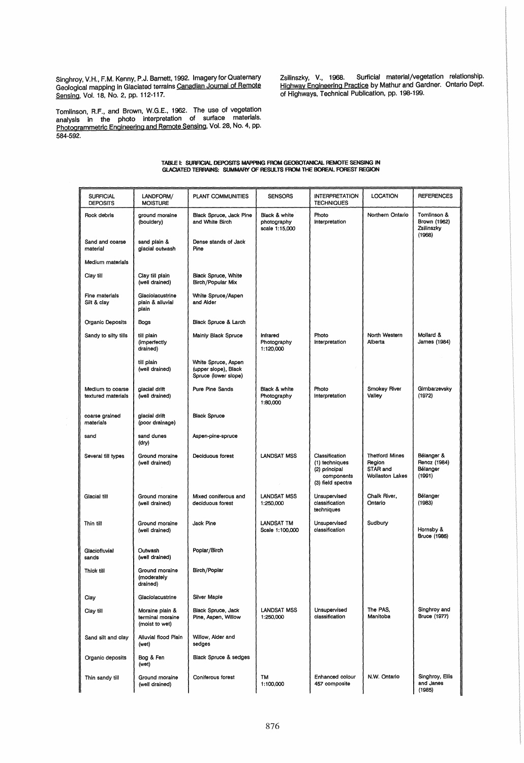Singhroy, V.H., F.M. Kenny, P.J. Barnett, 1992. Imagery for Quaternary Geological mapping in Glaciated terrains Canadian Journal of Remote Sensing, Vol. 18, No. 2, pp. 112-117.

Tomlinson, R.F., and Brown, W.G.E., 1962. The use of vegetation analysis in the photo interpretation of surface materials. Photogrammetric Engineering and Remote Sensing, Vol. 28, No. 4, pp. 584-592.

Zsilinszky, V., 1968. Surficial material/vegetation relationship. Highway Engineering Practice by Mathur and Gardner. Ontario Dept. of Highways, Technical Publication, pp. 198-199.

**TABLE I: SURFICIAL DEPOSITS MAPPING FROM GEOBOTANICAL REMOTE SENSING IN GLACIATED TERRAINS: SUMMARY OF RESULTS FROM THE BOREAL FOREST REGION**

| SURFICIAL DEPOSITS | LANDFORM/ MOISTURE | PLANT COMMUNITIES | SENSORS | INTERPRETATION TECHNIQUES | LOCATION | REFERENCES |
|---|---|---|---|---|---|---|
| Rock debris | ground moraine (bouldery) | Black Spruce, Jack Pine and White Birch | Black & white photography scale 1:15,000 | Photo Interpretation | Northern Ontario | Tomlinson & Brown (1962) Zsilinszky (1968) |
| Sand and coarse material | sand plain & glacial outwash | Dense stands of Jack Pine | | | | |
| Medium materials | | | | | | |
| Clay till | Clay till plain (well drained) | Black Spruce, White Birch/Popular Mix | | | | |
| Fine materials Silt & clay | Glaciolacustrine plain & alluvial plain | White Spruce/Aspen and Alder | | | | |
| Organic Deposits | Bogs | Black Spruce & Larch | | | | |
| Sandy to silty tills | till plain (imperfectly drained) | Mainly Black Spruce | Infrared Photography 1:120,000 | Photo Interpretation | North Western Alberta | Mollard & James (1984) |
| | till plain (well drained) | White Spruce, Aspen (upper slope), Black Spruce (lower slope) | | | | |
| Medium to coarse textured materials | glacial drift (well drained) | Pure Pine Sands | Black & white Photography 1:80,000 | Photo Interpretation | Smokey River Valley | Gimbarzevsky (1972) |
| coarse grained materials | glacial drift (poor drainage) | Black Spruce | | | | |
| sand | sand dunes (dry) | Aspen-pine-spruce | | | | |
| Several till types | Ground moraine (well drained) | Deciduous forest | LANDSAT MSS | Classification (1) techniques (2) principal components (3) field spectra | Thetford Mines Region STAR and Wollaston Lakes | Bélanger & Rencz (1984) Bélanger (1991) |
| Glacial till | Ground moraine (well drained) | Mixed coniferous and deciduous forest | LANDSAT MSS 1:250,000 | Unsupervised classification techniques | Chalk River, Ontario | Bélanger (1983) |
| Thin till | Ground moraine (well drained) | Jack Pine | LANDSAT TM Scale 1:100,000 | Unsupervised classification | Sudbury | Hornsby & Bruce (1986) |
| Glaciofluvial sands | Outwash (well drained) | Poplar/Birch | | | | |
| Thick till | Ground moraine (moderately drained) | Birch/Poplar | | | | |
| Clay | Glaciolacustrine | Silver Maple | | | | |
| Clay till | Moraine plain & terminal moraine (moist to wet) | Black Spruce, Jack Pine, Aspen, Willow | LANDSAT MSS 1:250,000 | Unsupervised classification | The PAS, Manitoba | Singhroy and Bruce (1977) |
| Sand silt and clay | Alluvial flood Plain (wet) | Willow, Alder and sedges | | | | |
| Organic deposits | Bog & Fen (wet) | Black Spruce & sedges | | | | |
| Thin sandy till | Ground moraine (well drained) | Coniferous forest | TM 1:100,000 | Enhanced colour 457 composite | N.W. Ontario | Singhroy, Ellis and Janes (1985) |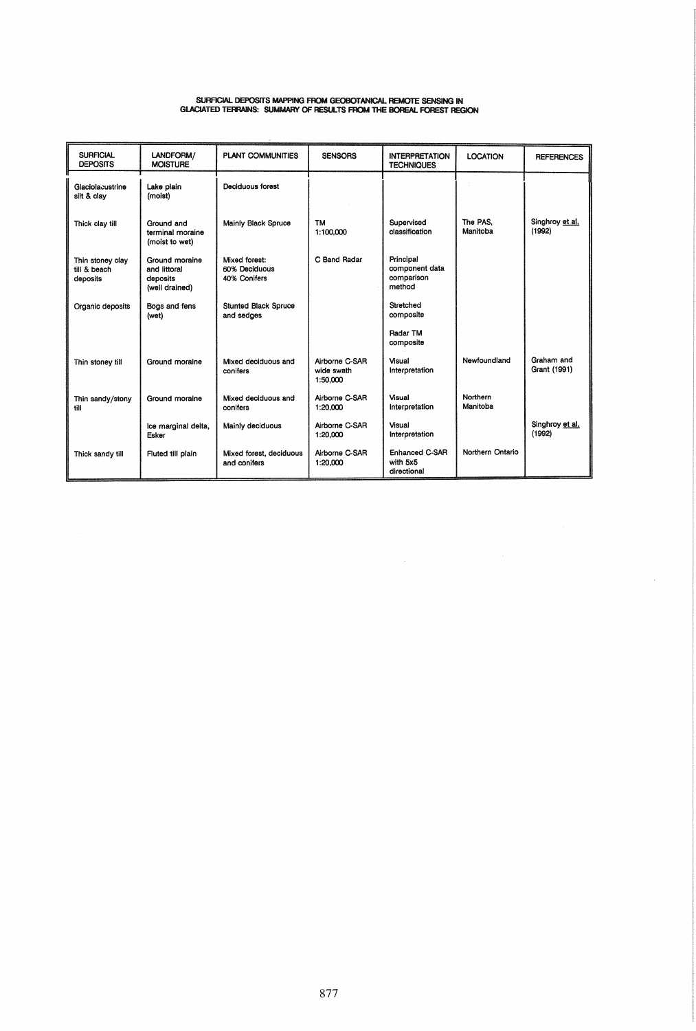### SURFICIAL DEPOSITS MAPPING FROM GEOBOTANICAL REMOTE SENSING IN GLACIATED TERRAINS: SUMMARY OF RESULTS FROM THE BOREAL FOREST REGION

| SURFICIAL DEPOSITS | LANDFORM/ MOISTURE | PLANT COMMUNITIES | SENSORS | INTERPRETATION TECHNIQUES | LOCATION | REFERENCES |
|---|---|---|---|---|---|---|
| Glaciolacustrine silt & clay | Lake plain (moist) | Deciduous forest | | | | |
| Thick clay till | Ground and terminal moraine (moist to wet) | Mainly Black Spruce | TM 1:100,000 | Supervised classification | The PAS, Manitoba | Singhroy et al. (1992) |
| Thin stoney clay till & beach deposits | Ground moraine and littoral deposits (well drained) | Mixed forest: 60% Deciduous 40% Conifers | C Band Radar | Principal component data comparison method | | |
| Organic deposits | Bogs and fens (wet) | Stunted Black Spruce and sedges | | Stretched composite | | |
| | | | | Radar TM composite | | |
| Thin stoney till | Ground moraine | Mixed deciduous and conifers | Airborne C-SAR wide swath 1:50,000 | Visual Interpretation | Newfoundland | Graham and Grant (1991) |
| Thin sandy/stony till | Ground moraine | Mixed deciduous and conifers | Airborne C-SAR 1:20,000 | Visual Interpretation | Northern Manitoba | |
| | Ice marginal delta, Esker | Mainly deciduous | Airborne C-SAR 1:20,000 | Visual Interpretation | | Singhroy et al. (1992) |
| Thick sandy till | Fluted till plain | Mixed forest, deciduous and conifers | Airborne C-SAR 1:20,000 | Enhanced C-SAR with 5x5 directional | Northern Ontario | |